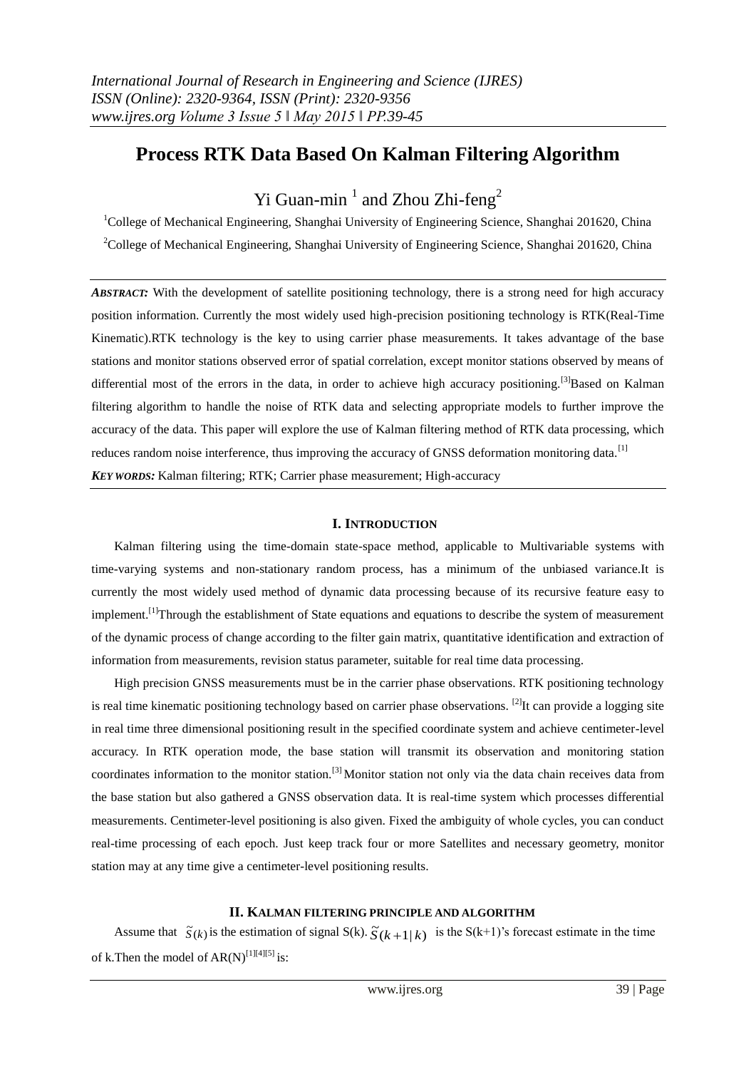# Process RTK Data Based On Kalman Filtering Algorithm

Yi Guan-min [1] and Zhou Zhi-feng[2]

[1]College of Mechanical Engineering, Shanghai University of Engineering Science, Shanghai 201620, China

[2]College of Mechanical Engineering, Shanghai University of Engineering Science, Shanghai 201620, China

***ABSTRACT:*** With the development of satellite positioning technology, there is a strong need for high accuracy position information. Currently the most widely used high-precision positioning technology is RTK(Real-Time Kinematic).RTK technology is the key to using carrier phase measurements. It takes advantage of the base stations and monitor stations observed error of spatial correlation, except monitor stations observed by means of differential most of the errors in the data, in order to achieve high accuracy positioning.[3]Based on Kalman filtering algorithm to handle the noise of RTK data and selecting appropriate models to further improve the accuracy of the data. This paper will explore the use of Kalman filtering method of RTK data processing, which reduces random noise interference, thus improving the accuracy of GNSS deformation monitoring data.[1]

***KEY WORDS:*** Kalman filtering; RTK; Carrier phase measurement; High-accuracy

## I. INTRODUCTION

Kalman filtering using the time-domain state-space method, applicable to Multivariable systems with time-varying systems and non-stationary random process, has a minimum of the unbiased variance.It is currently the most widely used method of dynamic data processing because of its recursive feature easy to implement.[1]Through the establishment of State equations and equations to describe the system of measurement of the dynamic process of change according to the filter gain matrix, quantitative identification and extraction of information from measurements, revision status parameter, suitable for real time data processing.

High precision GNSS measurements must be in the carrier phase observations. RTK positioning technology is real time kinematic positioning technology based on carrier phase observations. [2]It can provide a logging site in real time three dimensional positioning result in the specified coordinate system and achieve centimeter-level accuracy. In RTK operation mode, the base station will transmit its observation and monitoring station coordinates information to the monitor station.[3] Monitor station not only via the data chain receives data from the base station but also gathered a GNSS observation data. It is real-time system which processes differential measurements. Centimeter-level positioning is also given. Fixed the ambiguity of whole cycles, you can conduct real-time processing of each epoch. Just keep track four or more Satellites and necessary geometry, monitor station may at any time give a centimeter-level positioning results.

## II. KALMAN FILTERING PRINCIPLE AND ALGORITHM

Assume that $\tilde{S}(k)$ is the estimation of signal S(k). $\tilde{S}(k+1|k)$ is the S(k+1)'s forecast estimate in the time of k.Then the model of AR(N)[1][4][5] is: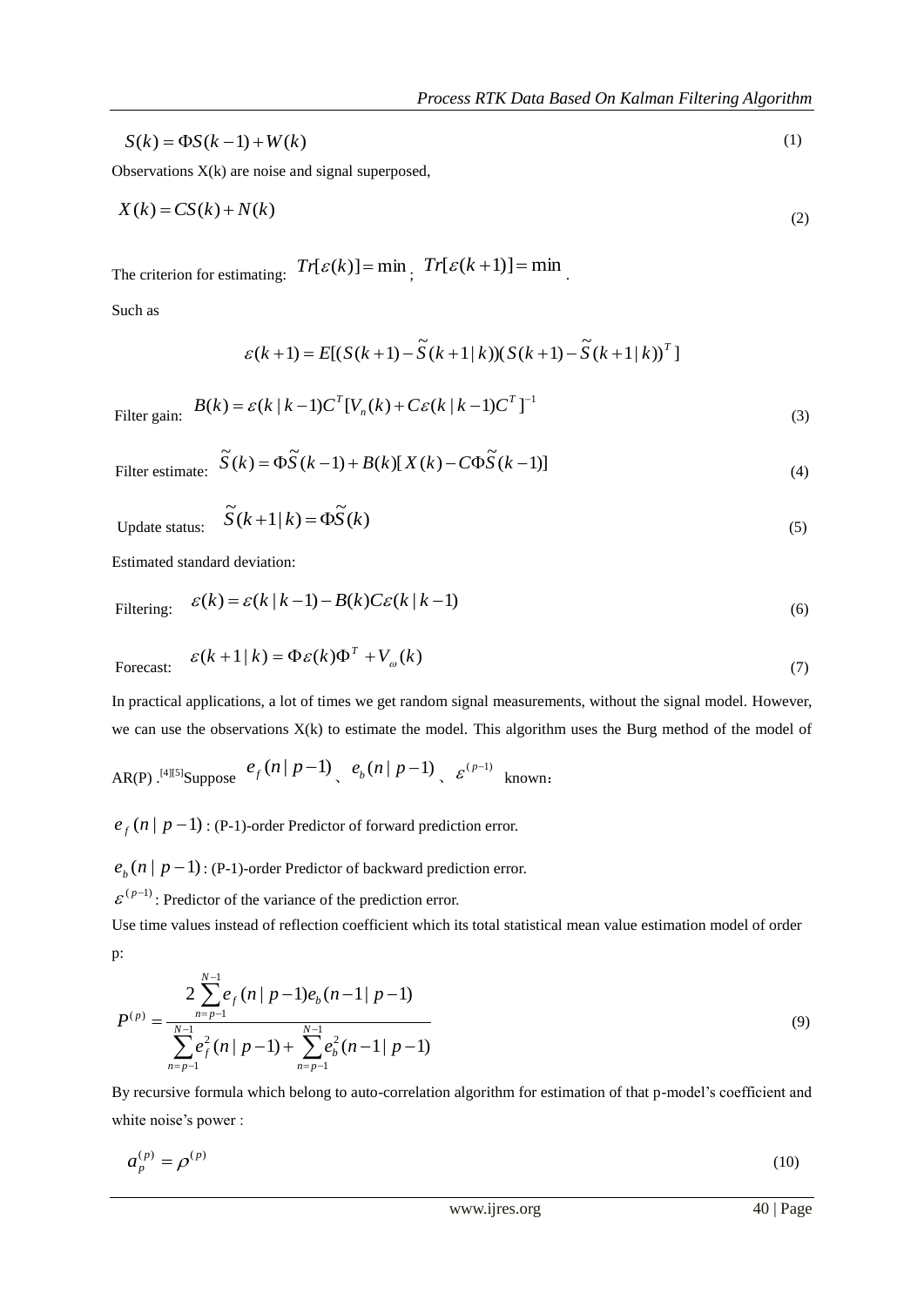$$S(k) = \Phi S(k-1) + W(k) \tag{1}$$

Observations X(k) are noise and signal superposed,

$$X(k) = CS(k) + N(k) \tag{2}$$

The criterion for estimating: $Tr[\varepsilon(k)] = \min$ ; $Tr[\varepsilon(k+1)] = \min$ .

Such as

$$\varepsilon(k+1) = E[(S(k+1) - \tilde{S}(k+1|k))(S(k+1) - \tilde{S}(k+1|k))^T]$$

Filter gain: $$B(k) = \varepsilon(k|k-1)C^T[V_n(k) + C\varepsilon(k|k-1)C^T]^{-1} \tag{3}$$

Filter estimate: $$\tilde{S}(k) = \Phi\tilde{S}(k-1) + B(k)[X(k) - C\Phi\tilde{S}(k-1)] \tag{4}$$

Update status: $$\tilde{S}(k+1|k) = \Phi\tilde{S}(k) \tag{5}$$

Estimated standard deviation:

Filtering: $$\varepsilon(k) = \varepsilon(k|k-1) - B(k)C\varepsilon(k|k-1) \tag{6}$$

Forecast: $$\varepsilon(k+1|k) = \Phi\varepsilon(k)\Phi^T + V_\omega(k) \tag{7}$$

In practical applications, a lot of times we get random signal measurements, without the signal model. However, we can use the observations X(k) to estimate the model. This algorithm uses the Burg method of the model of AR(P) .[4][5]Suppose $e_f(n|p-1)$ 、 $e_b(n|p-1)$ 、 $\varepsilon^{(p-1)}$ known：

$e_f(n|p-1)$ : (P-1)-order Predictor of forward prediction error.

$e_b(n|p-1)$ : (P-1)-order Predictor of backward prediction error.

$\varepsilon^{(p-1)}$ : Predictor of the variance of the prediction error.

Use time values instead of reflection coefficient which its total statistical mean value estimation model of order p:

$$P^{(p)} = \frac{2\sum_{n=p-1}^{N-1} e_f(n|p-1)e_b(n-1|p-1)}{\sum_{n=p-1}^{N-1} e_f^2(n|p-1) + \sum_{n=p-1}^{N-1} e_b^2(n-1|p-1)} \tag{9}$$

By recursive formula which belong to auto-correlation algorithm for estimation of that p-model's coefficient and white noise's power :

$$a_p^{(p)} = \rho^{(p)} \tag{10}$$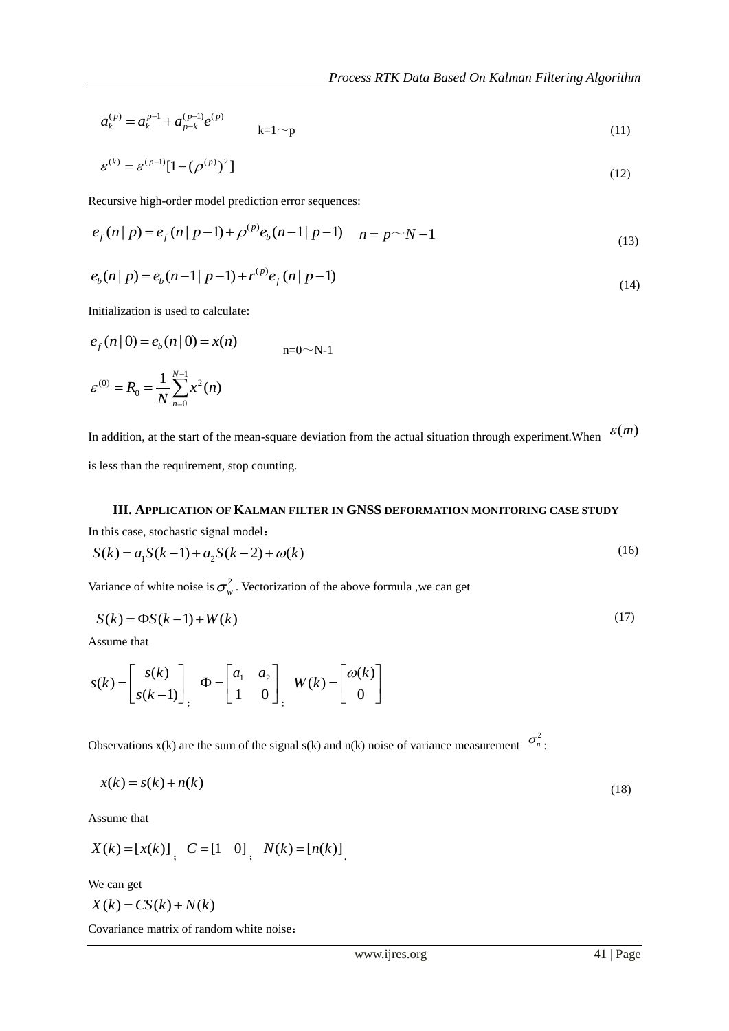$$a_k^{(p)} = a_k^{p-1} + a_{p-k}^{(p-1)} e^{(p)} \qquad \text{k=1～p} \tag{11}$$

$$\varepsilon^{(k)} = \varepsilon^{(p-1)}[1-(\rho^{(p)})^2] \tag{12}$$

Recursive high-order model prediction error sequences:

$$e_f(n \mid p) = e_f(n \mid p-1) + \rho^{(p)} e_b(n-1 \mid p-1) \quad n = p \sim N-1 \tag{13}$$

$$e_b(n \mid p) = e_b(n-1 \mid p-1) + r^{(p)} e_f(n \mid p-1) \tag{14}$$

Initialization is used to calculate:

$$e_f(n \mid 0) = e_b(n \mid 0) = x(n) \qquad \text{n=0～N-1}$$

$$\varepsilon^{(0)} = R_0 = \frac{1}{N}\sum_{n=0}^{N-1} x^2(n)$$

In addition, at the start of the mean-square deviation from the actual situation through experiment.When $\varepsilon(m)$ is less than the requirement, stop counting.

### III. APPLICATION OF KALMAN FILTER IN GNSS DEFORMATION MONITORING CASE STUDY

In this case, stochastic signal model：

$$S(k) = a_1 S(k-1) + a_2 S(k-2) + \omega(k) \tag{16}$$

Variance of white noise is $\sigma_w^2$. Vectorization of the above formula ,we can get

$$S(k) = \Phi S(k-1) + W(k) \tag{17}$$

Assume that

$$s(k) = \begin{bmatrix} s(k) \\ s(k-1) \end{bmatrix}; \quad \Phi = \begin{bmatrix} a_1 & a_2 \\ 1 & 0 \end{bmatrix}; \quad W(k) = \begin{bmatrix} \omega(k) \\ 0 \end{bmatrix}$$

Observations x(k) are the sum of the signal s(k) and n(k) noise of variance measurement $\sigma_n^2$:

$$x(k) = s(k) + n(k) \tag{18}$$

Assume that

$$X(k) = [x(k)]; \quad C = [1 \quad 0]; \quad N(k) = [n(k)].$$

We can get

$$X(k) = CS(k) + N(k)$$

Covariance matrix of random white noise：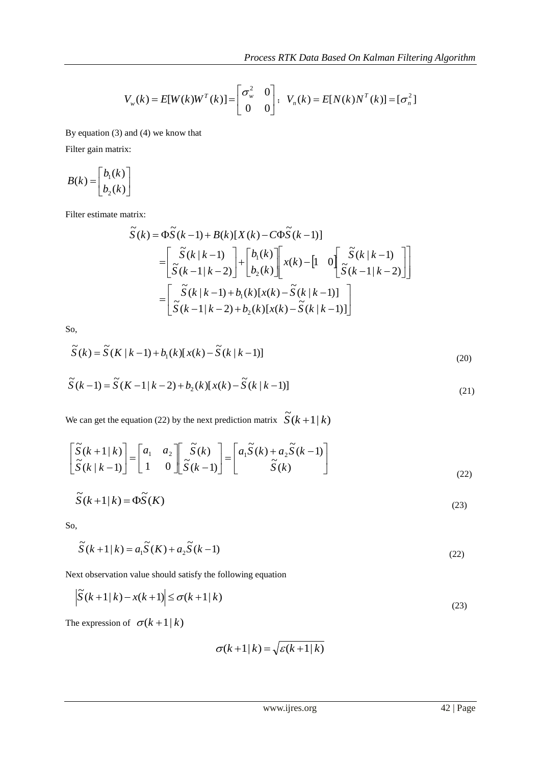$$V_w(k) = E[W(k)W^T(k)] = \begin{bmatrix} \sigma_w^2 & 0 \\ 0 & 0 \end{bmatrix}; \quad V_n(k) = E[N(k)N^T(k)] = [\sigma_n^2]$$

By equation (3) and (4) we know that

Filter gain matrix:

$$B(k) = \begin{bmatrix} b_1(k) \\ b_2(k) \end{bmatrix}$$

Filter estimate matrix:

$$\begin{aligned}
\tilde{S}(k) &= \Phi\tilde{S}(k-1) + B(k)[X(k) - C\Phi\tilde{S}(k-1)] \\
&= \begin{bmatrix} \tilde{S}(k\,|\,k-1) \\ \tilde{S}(k-1\,|\,k-2) \end{bmatrix} + \begin{bmatrix} b_1(k) \\ b_2(k) \end{bmatrix} \left[ x(k) - \begin{bmatrix} 1 & 0 \end{bmatrix} \begin{bmatrix} \tilde{S}(k\,|\,k-1) \\ \tilde{S}(k-1\,|\,k-2) \end{bmatrix} \right] \\
&= \begin{bmatrix} \tilde{S}(k\,|\,k-1) + b_1(k)[x(k) - \tilde{S}(k\,|\,k-1)] \\ \tilde{S}(k-1\,|\,k-2) + b_2(k)[x(k) - \tilde{S}(k\,|\,k-1)] \end{bmatrix}
\end{aligned}$$

So,

$$\tilde{S}(k) = \tilde{S}(K\,|\,k-1) + b_1(k)[x(k) - \tilde{S}(k\,|\,k-1)] \tag{20}$$

$$\tilde{S}(k-1) = \tilde{S}(K-1\,|\,k-2) + b_2(k)[x(k) - \tilde{S}(k\,|\,k-1)] \tag{21}$$

We can get the equation (22) by the next prediction matrix $\tilde{S}(k+1\,|\,k)$

$$\begin{bmatrix} \tilde{S}(k+1\,|\,k) \\ \tilde{S}(k\,|\,k-1) \end{bmatrix} = \begin{bmatrix} a_1 & a_2 \\ 1 & 0 \end{bmatrix} \begin{bmatrix} \tilde{S}(k) \\ \tilde{S}(k-1) \end{bmatrix} = \begin{bmatrix} a_1\tilde{S}(k) + a_2\tilde{S}(k-1) \\ \tilde{S}(k) \end{bmatrix} \tag{22}$$

$$\tilde{S}(k+1\,|\,k) = \Phi\tilde{S}(K) \tag{23}$$

So,

$$\tilde{S}(k+1\,|\,k) = a_1\tilde{S}(K) + a_2\tilde{S}(k-1) \tag{22}$$

Next observation value should satisfy the following equation

$$\left|\tilde{S}(k+1\,|\,k) - x(k+1)\right| \le \sigma(k+1\,|\,k) \tag{23}$$

The expression of $\sigma(k+1\,|\,k)$

$$\sigma(k+1\,|\,k) = \sqrt{\varepsilon(k+1\,|\,k)}$$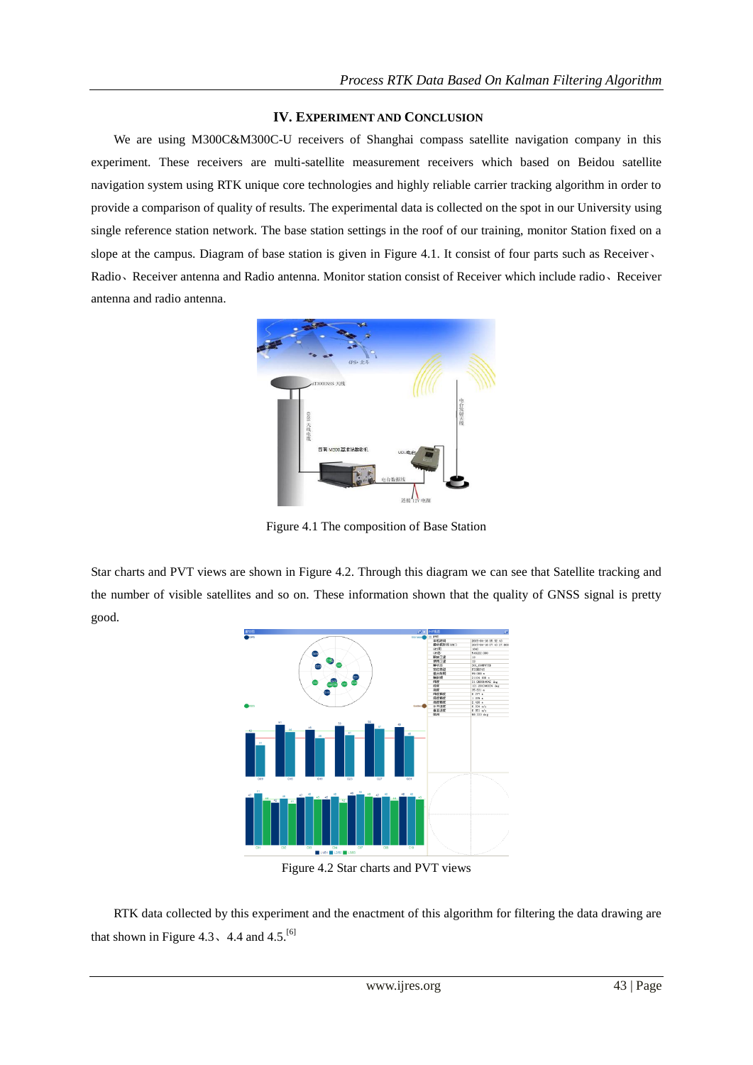## IV. EXPERIMENT AND CONCLUSION

We are using M300C&M300C-U receivers of Shanghai compass satellite navigation company in this experiment. These receivers are multi-satellite measurement receivers which based on Beidou satellite navigation system using RTK unique core technologies and highly reliable carrier tracking algorithm in order to provide a comparison of quality of results. The experimental data is collected on the spot in our University using single reference station network. The base station settings in the roof of our training, monitor Station fixed on a slope at the campus. Diagram of base station is given in Figure 4.1. It consist of four parts such as Receiver、Radio、Receiver antenna and Radio antenna. Monitor station consist of Receiver which include radio、Receiver antenna and radio antenna.

Figure 4.1 The composition of Base Station

Star charts and PVT views are shown in Figure 4.2. Through this diagram we can see that Satellite tracking and the number of visible satellites and so on. These information shown that the quality of GNSS signal is pretty good.

Figure 4.2 Star charts and PVT views

RTK data collected by this experiment and the enactment of this algorithm for filtering the data drawing are that shown in Figure 4.3、4.4 and 4.5.[6]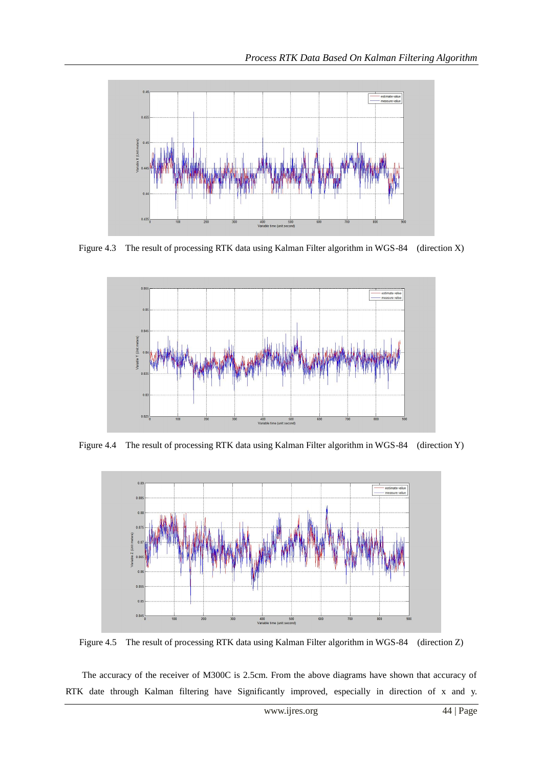Figure 4.3 The result of processing RTK data using Kalman Filter algorithm in WGS-84 (direction X)

Figure 4.4 The result of processing RTK data using Kalman Filter algorithm in WGS-84 (direction Y)

Figure 4.5 The result of processing RTK data using Kalman Filter algorithm in WGS-84 (direction Z)

The accuracy of the receiver of M300C is 2.5cm. From the above diagrams have shown that accuracy of RTK date through Kalman filtering have Significantly improved, especially in direction of x and y.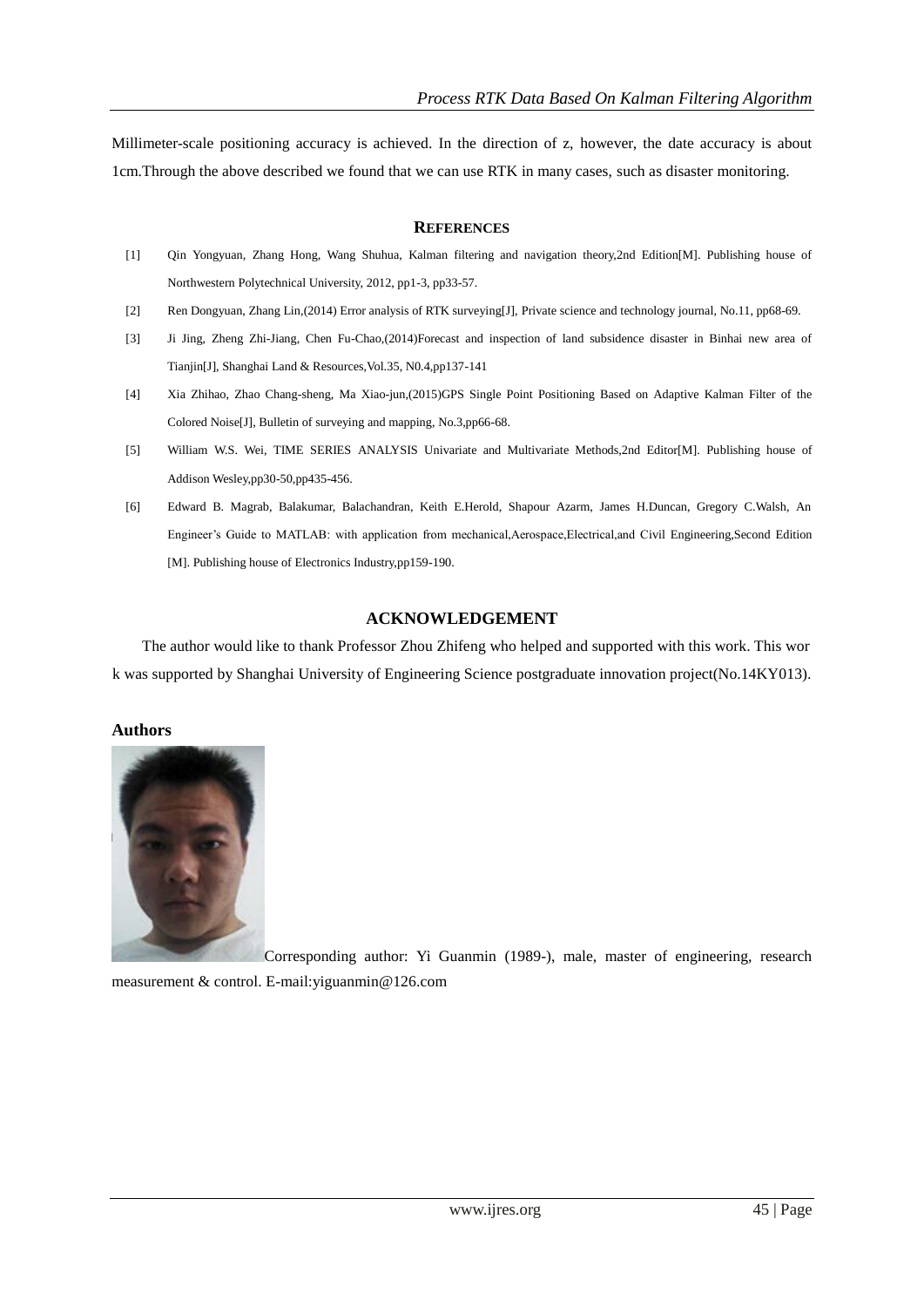Millimeter-scale positioning accuracy is achieved. In the direction of z, however, the date accuracy is about 1cm.Through the above described we found that we can use RTK in many cases, such as disaster monitoring.

## REFERENCES

[1] Qin Yongyuan, Zhang Hong, Wang Shuhua, Kalman filtering and navigation theory,2nd Edition[M]. Publishing house of Northwestern Polytechnical University, 2012, pp1-3, pp33-57.

[2] Ren Dongyuan, Zhang Lin,(2014) Error analysis of RTK surveying[J], Private science and technology journal, No.11, pp68-69.

[3] Ji Jing, Zheng Zhi-Jiang, Chen Fu-Chao,(2014)Forecast and inspection of land subsidence disaster in Binhai new area of Tianjin[J], Shanghai Land & Resources,Vol.35, N0.4,pp137-141

[4] Xia Zhihao, Zhao Chang-sheng, Ma Xiao-jun,(2015)GPS Single Point Positioning Based on Adaptive Kalman Filter of the Colored Noise[J], Bulletin of surveying and mapping, No.3,pp66-68.

[5] William W.S. Wei, TIME SERIES ANALYSIS Univariate and Multivariate Methods,2nd Editor[M]. Publishing house of Addison Wesley,pp30-50,pp435-456.

[6] Edward B. Magrab, Balakumar, Balachandran, Keith E.Herold, Shapour Azarm, James H.Duncan, Gregory C.Walsh, An Engineer's Guide to MATLAB: with application from mechanical,Aerospace,Electrical,and Civil Engineering,Second Edition [M]. Publishing house of Electronics Industry,pp159-190.

## ACKNOWLEDGEMENT

The author would like to thank Professor Zhou Zhifeng who helped and supported with this work. This work was supported by Shanghai University of Engineering Science postgraduate innovation project(No.14KY013).

**Authors**

Corresponding author: Yi Guanmin (1989-), male, master of engineering, research measurement & control. E-mail:yiguanmin@126.com